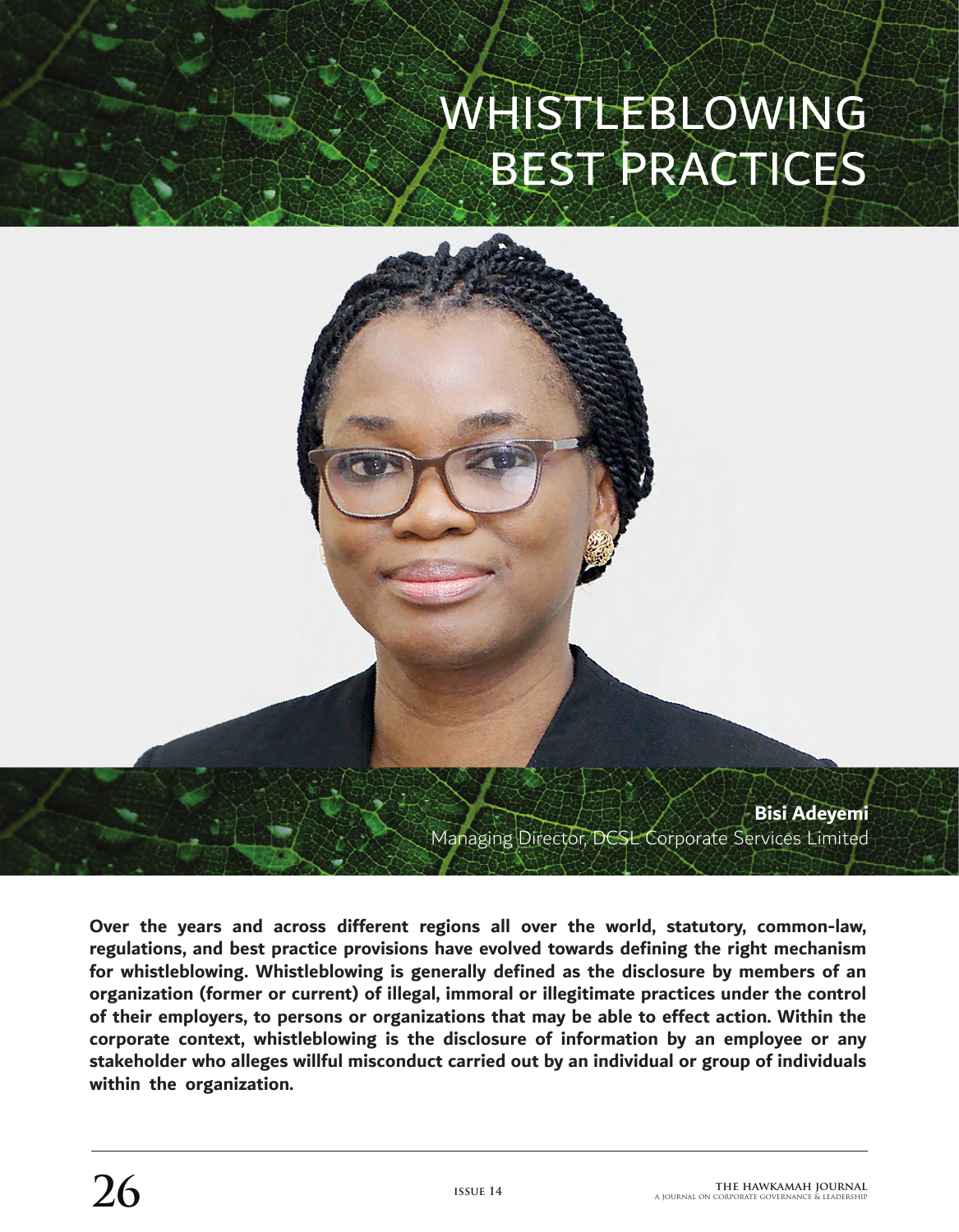# WHISTLEBLOWING BEST PRACTICES

**Bisi Adeyemi**
Managing Director, DCSL Corporate Services Limited

**Over the years and across different regions all over the world, statutory, common-law, regulations, and best practice provisions have evolved towards defining the right mechanism for whistleblowing. Whistleblowing is generally defined as the disclosure by members of an organization (former or current) of illegal, immoral or illegitimate practices under the control of their employers, to persons or organizations that may be able to effect action. Within the corporate context, whistleblowing is the disclosure of information by an employee or any stakeholder who alleges willful misconduct carried out by an individual or group of individuals within the organization.**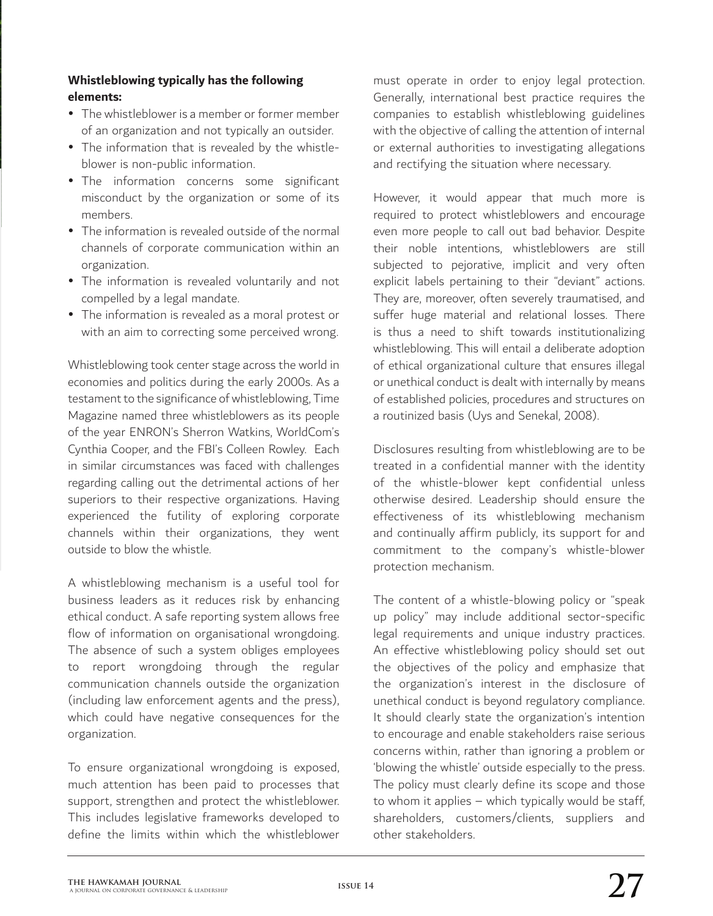**Whistleblowing typically has the following elements:**

- The whistleblower is a member or former member of an organization and not typically an outsider.
- The information that is revealed by the whistle-blower is non-public information.
- The information concerns some significant misconduct by the organization or some of its members.
- The information is revealed outside of the normal channels of corporate communication within an organization.
- The information is revealed voluntarily and not compelled by a legal mandate.
- The information is revealed as a moral protest or with an aim to correcting some perceived wrong.

Whistleblowing took center stage across the world in economies and politics during the early 2000s. As a testament to the significance of whistleblowing, Time Magazine named three whistleblowers as its people of the year ENRON's Sherron Watkins, WorldCom's Cynthia Cooper, and the FBI's Colleen Rowley. Each in similar circumstances was faced with challenges regarding calling out the detrimental actions of her superiors to their respective organizations. Having experienced the futility of exploring corporate channels within their organizations, they went outside to blow the whistle.

A whistleblowing mechanism is a useful tool for business leaders as it reduces risk by enhancing ethical conduct. A safe reporting system allows free flow of information on organisational wrongdoing. The absence of such a system obliges employees to report wrongdoing through the regular communication channels outside the organization (including law enforcement agents and the press), which could have negative consequences for the organization.

To ensure organizational wrongdoing is exposed, much attention has been paid to processes that support, strengthen and protect the whistleblower. This includes legislative frameworks developed to define the limits within which the whistleblower must operate in order to enjoy legal protection. Generally, international best practice requires the companies to establish whistleblowing guidelines with the objective of calling the attention of internal or external authorities to investigating allegations and rectifying the situation where necessary.

However, it would appear that much more is required to protect whistleblowers and encourage even more people to call out bad behavior. Despite their noble intentions, whistleblowers are still subjected to pejorative, implicit and very often explicit labels pertaining to their "deviant" actions. They are, moreover, often severely traumatised, and suffer huge material and relational losses. There is thus a need to shift towards institutionalizing whistleblowing. This will entail a deliberate adoption of ethical organizational culture that ensures illegal or unethical conduct is dealt with internally by means of established policies, procedures and structures on a routinized basis (Uys and Senekal, 2008).

Disclosures resulting from whistleblowing are to be treated in a confidential manner with the identity of the whistle-blower kept confidential unless otherwise desired. Leadership should ensure the effectiveness of its whistleblowing mechanism and continually affirm publicly, its support for and commitment to the company's whistle-blower protection mechanism.

The content of a whistle-blowing policy or "speak up policy" may include additional sector-specific legal requirements and unique industry practices. An effective whistleblowing policy should set out the objectives of the policy and emphasize that the organization's interest in the disclosure of unethical conduct is beyond regulatory compliance. It should clearly state the organization's intention to encourage and enable stakeholders raise serious concerns within, rather than ignoring a problem or 'blowing the whistle' outside especially to the press. The policy must clearly define its scope and those to whom it applies – which typically would be staff, shareholders, customers/clients, suppliers and other stakeholders.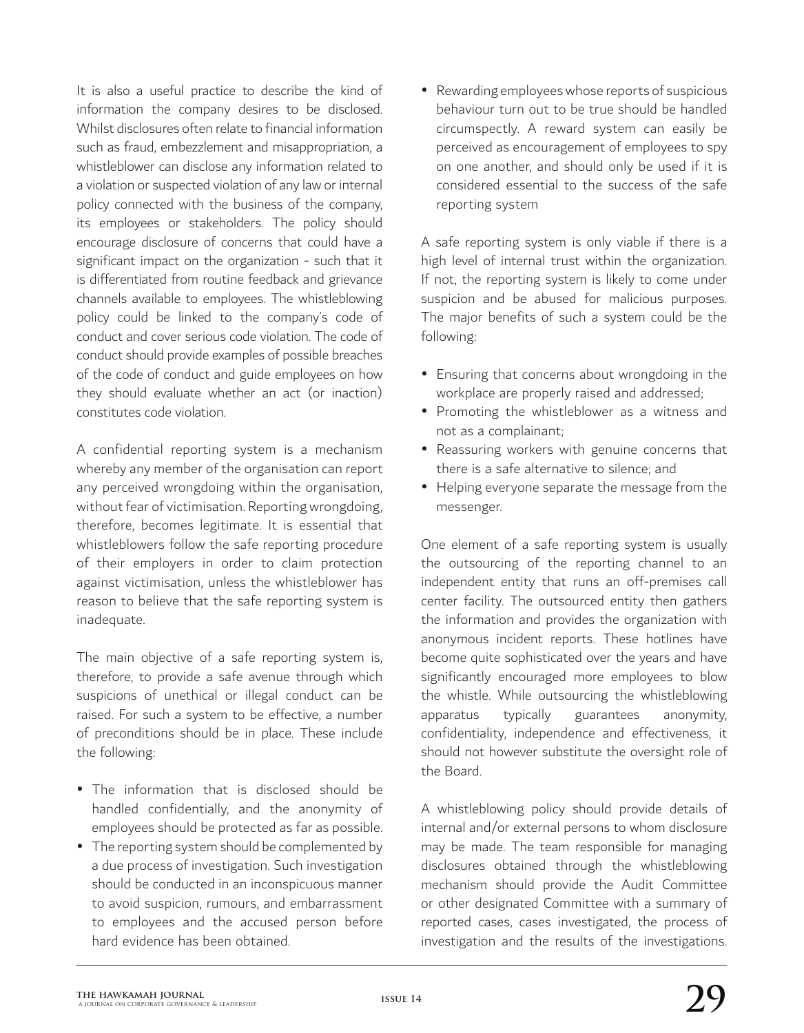It is also a useful practice to describe the kind of information the company desires to be disclosed. Whilst disclosures often relate to financial information such as fraud, embezzlement and misappropriation, a whistleblower can disclose any information related to a violation or suspected violation of any law or internal policy connected with the business of the company, its employees or stakeholders. The policy should encourage disclosure of concerns that could have a significant impact on the organization - such that it is differentiated from routine feedback and grievance channels available to employees. The whistleblowing policy could be linked to the company's code of conduct and cover serious code violation. The code of conduct should provide examples of possible breaches of the code of conduct and guide employees on how they should evaluate whether an act (or inaction) constitutes code violation.

A confidential reporting system is a mechanism whereby any member of the organisation can report any perceived wrongdoing within the organisation, without fear of victimisation. Reporting wrongdoing, therefore, becomes legitimate. It is essential that whistleblowers follow the safe reporting procedure of their employers in order to claim protection against victimisation, unless the whistleblower has reason to believe that the safe reporting system is inadequate.

The main objective of a safe reporting system is, therefore, to provide a safe avenue through which suspicions of unethical or illegal conduct can be raised. For such a system to be effective, a number of preconditions should be in place. These include the following:

- The information that is disclosed should be handled confidentially, and the anonymity of employees should be protected as far as possible.
- The reporting system should be complemented by a due process of investigation. Such investigation should be conducted in an inconspicuous manner to avoid suspicion, rumours, and embarrassment to employees and the accused person before hard evidence has been obtained.
- Rewarding employees whose reports of suspicious behaviour turn out to be true should be handled circumspectly. A reward system can easily be perceived as encouragement of employees to spy on one another, and should only be used if it is considered essential to the success of the safe reporting system

A safe reporting system is only viable if there is a high level of internal trust within the organization. If not, the reporting system is likely to come under suspicion and be abused for malicious purposes. The major benefits of such a system could be the following:

- Ensuring that concerns about wrongdoing in the workplace are properly raised and addressed;
- Promoting the whistleblower as a witness and not as a complainant;
- Reassuring workers with genuine concerns that there is a safe alternative to silence; and
- Helping everyone separate the message from the messenger.

One element of a safe reporting system is usually the outsourcing of the reporting channel to an independent entity that runs an off-premises call center facility. The outsourced entity then gathers the information and provides the organization with anonymous incident reports. These hotlines have become quite sophisticated over the years and have significantly encouraged more employees to blow the whistle. While outsourcing the whistleblowing apparatus typically guarantees anonymity, confidentiality, independence and effectiveness, it should not however substitute the oversight role of the Board.

A whistleblowing policy should provide details of internal and/or external persons to whom disclosure may be made. The team responsible for managing disclosures obtained through the whistleblowing mechanism should provide the Audit Committee or other designated Committee with a summary of reported cases, cases investigated, the process of investigation and the results of the investigations.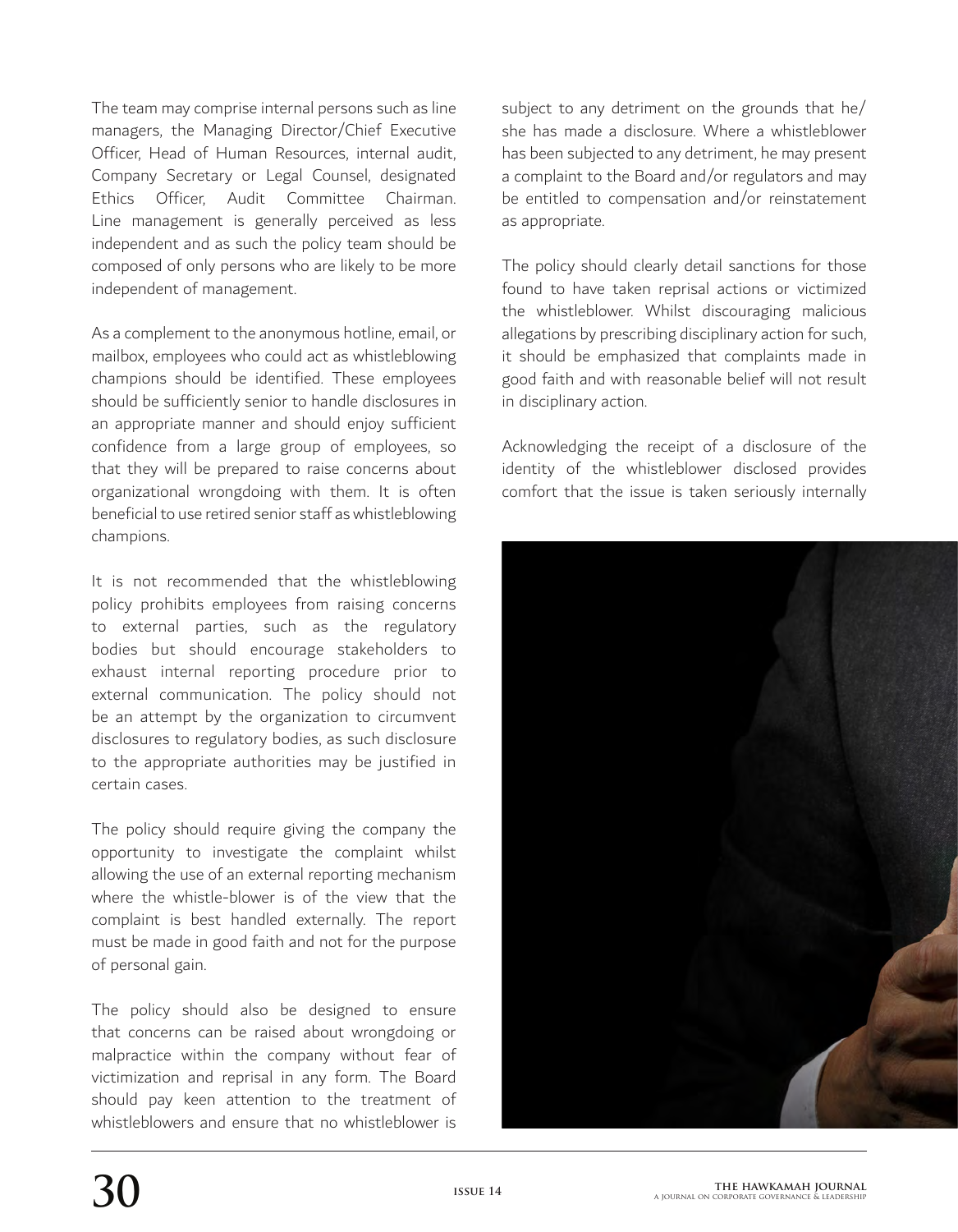The team may comprise internal persons such as line managers, the Managing Director/Chief Executive Officer, Head of Human Resources, internal audit, Company Secretary or Legal Counsel, designated Ethics Officer, Audit Committee Chairman. Line management is generally perceived as less independent and as such the policy team should be composed of only persons who are likely to be more independent of management.

As a complement to the anonymous hotline, email, or mailbox, employees who could act as whistleblowing champions should be identified. These employees should be sufficiently senior to handle disclosures in an appropriate manner and should enjoy sufficient confidence from a large group of employees, so that they will be prepared to raise concerns about organizational wrongdoing with them. It is often beneficial to use retired senior staff as whistleblowing champions.

It is not recommended that the whistleblowing policy prohibits employees from raising concerns to external parties, such as the regulatory bodies but should encourage stakeholders to exhaust internal reporting procedure prior to external communication. The policy should not be an attempt by the organization to circumvent disclosures to regulatory bodies, as such disclosure to the appropriate authorities may be justified in certain cases.

The policy should require giving the company the opportunity to investigate the complaint whilst allowing the use of an external reporting mechanism where the whistle-blower is of the view that the complaint is best handled externally. The report must be made in good faith and not for the purpose of personal gain.

The policy should also be designed to ensure that concerns can be raised about wrongdoing or malpractice within the company without fear of victimization and reprisal in any form. The Board should pay keen attention to the treatment of whistleblowers and ensure that no whistleblower is subject to any detriment on the grounds that he/she has made a disclosure. Where a whistleblower has been subjected to any detriment, he may present a complaint to the Board and/or regulators and may be entitled to compensation and/or reinstatement as appropriate.

The policy should clearly detail sanctions for those found to have taken reprisal actions or victimized the whistleblower. Whilst discouraging malicious allegations by prescribing disciplinary action for such, it should be emphasized that complaints made in good faith and with reasonable belief will not result in disciplinary action.

Acknowledging the receipt of a disclosure of the identity of the whistleblower disclosed provides comfort that the issue is taken seriously internally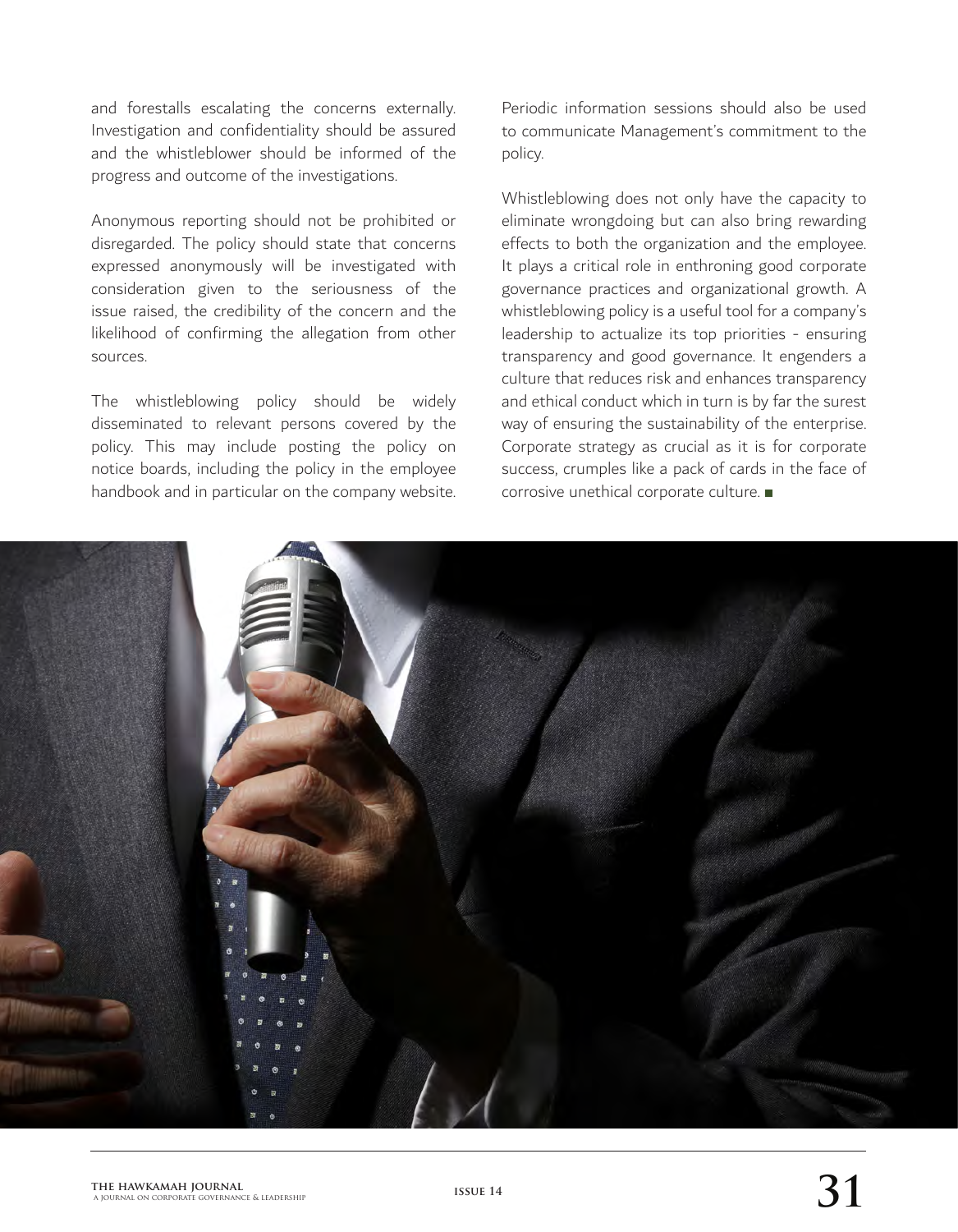and forestalls escalating the concerns externally. Investigation and confidentiality should be assured and the whistleblower should be informed of the progress and outcome of the investigations.

Anonymous reporting should not be prohibited or disregarded. The policy should state that concerns expressed anonymously will be investigated with consideration given to the seriousness of the issue raised, the credibility of the concern and the likelihood of confirming the allegation from other sources.

The whistleblowing policy should be widely disseminated to relevant persons covered by the policy. This may include posting the policy on notice boards, including the policy in the employee handbook and in particular on the company website. Periodic information sessions should also be used to communicate Management's commitment to the policy.

Whistleblowing does not only have the capacity to eliminate wrongdoing but can also bring rewarding effects to both the organization and the employee. It plays a critical role in enthroning good corporate governance practices and organizational growth. A whistleblowing policy is a useful tool for a company's leadership to actualize its top priorities - ensuring transparency and good governance. It engenders a culture that reduces risk and enhances transparency and ethical conduct which in turn is by far the surest way of ensuring the sustainability of the enterprise. Corporate strategy as crucial as it is for corporate success, crumples like a pack of cards in the face of corrosive unethical corporate culture. ■